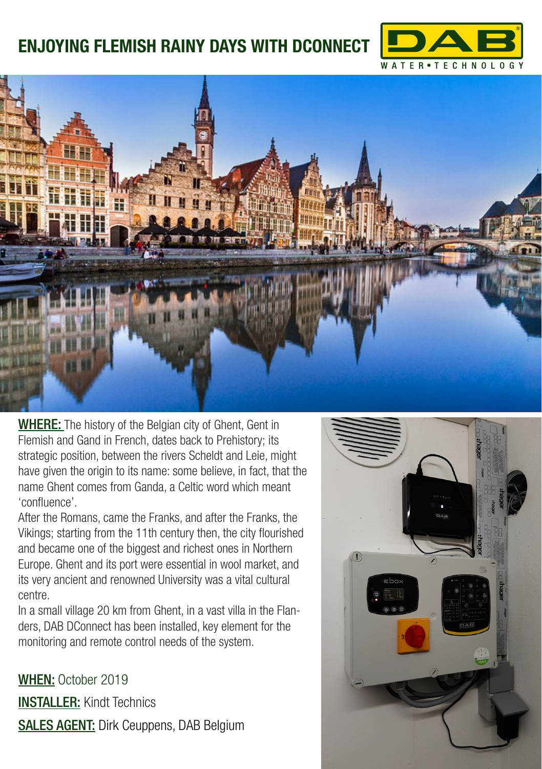# ENJOYING FLEMISH RAINY DAYS WITH DCONNECT

**WHERE:** The history of the Belgian city of Ghent, Gent in Flemish and Gand in French, dates back to Prehistory; its strategic position, between the rivers Scheldt and Leie, might have given the origin to its name: some believe, in fact, that the name Ghent comes from Ganda, a Celtic word which meant 'confluence'.
After the Romans, came the Franks, and after the Franks, the Vikings; starting from the 11th century then, the city flourished and became one of the biggest and richest ones in Northern Europe. Ghent and its port were essential in wool market, and its very ancient and renowned University was a vital cultural centre.
In a small village 20 km from Ghent, in a vast villa in the Flanders, DAB DConnect has been installed, key element for the monitoring and remote control needs of the system.

**WHEN:** October 2019

**INSTALLER:** Kindt Technics

**SALES AGENT:** Dirk Ceuppens, DAB Belgium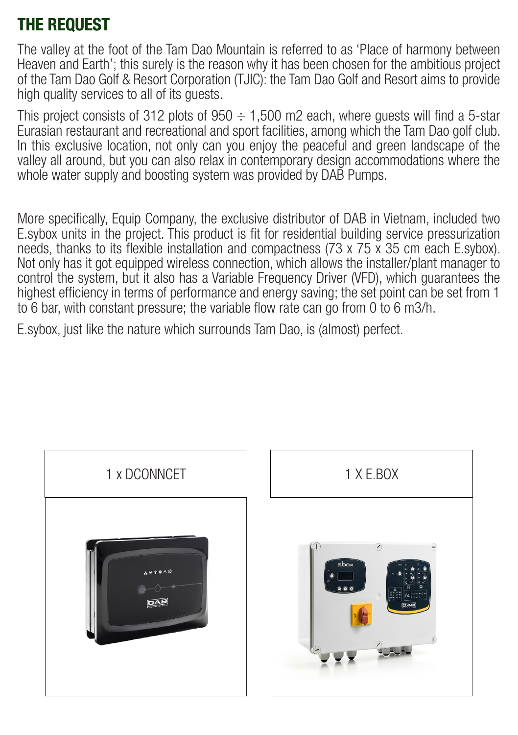## THE REQUEST

The valley at the foot of the Tam Dao Mountain is referred to as 'Place of harmony between Heaven and Earth'; this surely is the reason why it has been chosen for the ambitious project of the Tam Dao Golf & Resort Corporation (TJIC): the Tam Dao Golf and Resort aims to provide high quality services to all of its guests.

This project consists of 312 plots of 950 ÷ 1,500 m2 each, where guests will find a 5-star Eurasian restaurant and recreational and sport facilities, among which the Tam Dao golf club. In this exclusive location, not only can you enjoy the peaceful and green landscape of the valley all around, but you can also relax in contemporary design accommodations where the whole water supply and boosting system was provided by DAB Pumps.

More specifically, Equip Company, the exclusive distributor of DAB in Vietnam, included two E.sybox units in the project. This product is fit for residential building service pressurization needs, thanks to its flexible installation and compactness (73 x 75 x 35 cm each E.sybox). Not only has it got equipped wireless connection, which allows the installer/plant manager to control the system, but it also has a Variable Frequency Driver (VFD), which guarantees the highest efficiency in terms of performance and energy saving; the set point can be set from 1 to 6 bar, with constant pressure; the variable flow rate can go from 0 to 6 m3/h.

E.sybox, just like the nature which surrounds Tam Dao, is (almost) perfect.

| 1 x DCONNCET | 1 X E.BOX |
| --- | --- |
| | |